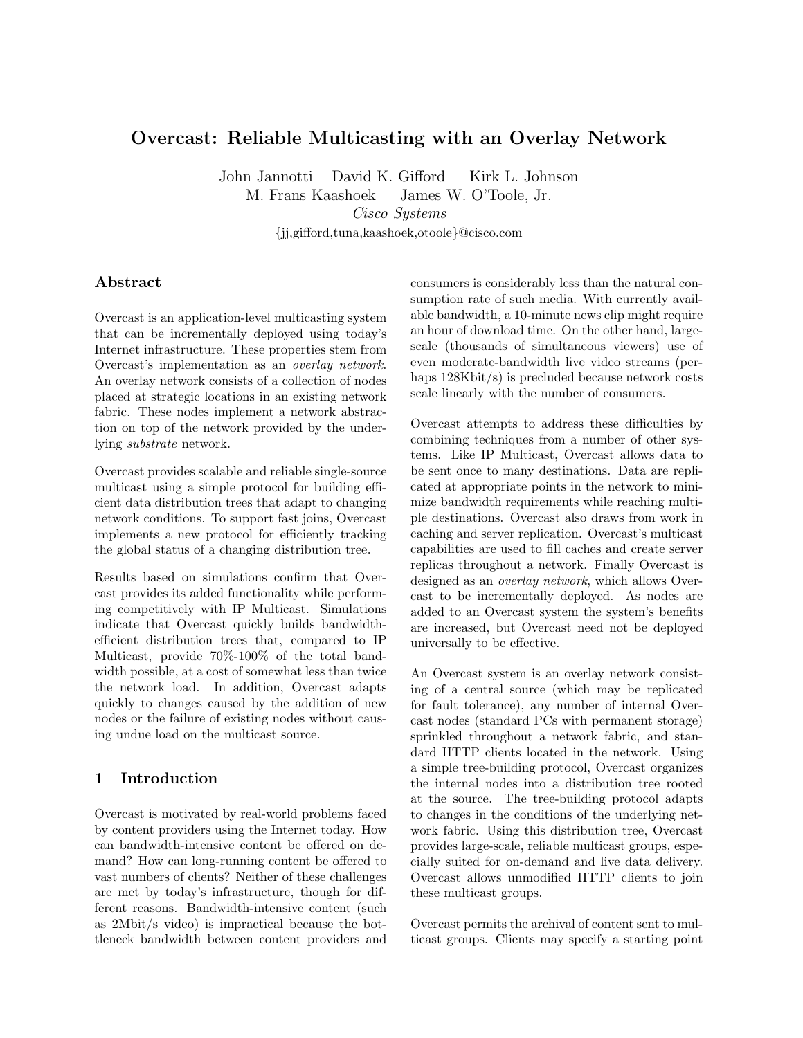# Overcast: Reliable Multicasting with an Overlay Network

John Jannotti  David K. Gifford  Kirk L. Johnson
M. Frans Kaashoek  James W. O'Toole, Jr.
*Cisco Systems*
{jj,gifford,tuna,kaashoek,otoole}@cisco.com

## Abstract

Overcast is an application-level multicasting system that can be incrementally deployed using today's Internet infrastructure. These properties stem from Overcast's implementation as an *overlay network*. An overlay network consists of a collection of nodes placed at strategic locations in an existing network fabric. These nodes implement a network abstraction on top of the network provided by the underlying *substrate* network.

Overcast provides scalable and reliable single-source multicast using a simple protocol for building efficient data distribution trees that adapt to changing network conditions. To support fast joins, Overcast implements a new protocol for efficiently tracking the global status of a changing distribution tree.

Results based on simulations confirm that Overcast provides its added functionality while performing competitively with IP Multicast. Simulations indicate that Overcast quickly builds bandwidth-efficient distribution trees that, compared to IP Multicast, provide 70%-100% of the total bandwidth possible, at a cost of somewhat less than twice the network load. In addition, Overcast adapts quickly to changes caused by the addition of new nodes or the failure of existing nodes without causing undue load on the multicast source.

## 1 Introduction

Overcast is motivated by real-world problems faced by content providers using the Internet today. How can bandwidth-intensive content be offered on demand? How can long-running content be offered to vast numbers of clients? Neither of these challenges are met by today's infrastructure, though for different reasons. Bandwidth-intensive content (such as 2Mbit/s video) is impractical because the bottleneck bandwidth between content providers and consumers is considerably less than the natural consumption rate of such media. With currently available bandwidth, a 10-minute news clip might require an hour of download time. On the other hand, large-scale (thousands of simultaneous viewers) use of even moderate-bandwidth live video streams (perhaps 128Kbit/s) is precluded because network costs scale linearly with the number of consumers.

Overcast attempts to address these difficulties by combining techniques from a number of other systems. Like IP Multicast, Overcast allows data to be sent once to many destinations. Data are replicated at appropriate points in the network to minimize bandwidth requirements while reaching multiple destinations. Overcast also draws from work in caching and server replication. Overcast's multicast capabilities are used to fill caches and create server replicas throughout a network. Finally Overcast is designed as an *overlay network*, which allows Overcast to be incrementally deployed. As nodes are added to an Overcast system the system's benefits are increased, but Overcast need not be deployed universally to be effective.

An Overcast system is an overlay network consisting of a central source (which may be replicated for fault tolerance), any number of internal Overcast nodes (standard PCs with permanent storage) sprinkled throughout a network fabric, and standard HTTP clients located in the network. Using a simple tree-building protocol, Overcast organizes the internal nodes into a distribution tree rooted at the source. The tree-building protocol adapts to changes in the conditions of the underlying network fabric. Using this distribution tree, Overcast provides large-scale, reliable multicast groups, especially suited for on-demand and live data delivery. Overcast allows unmodified HTTP clients to join these multicast groups.

Overcast permits the archival of content sent to multicast groups. Clients may specify a starting point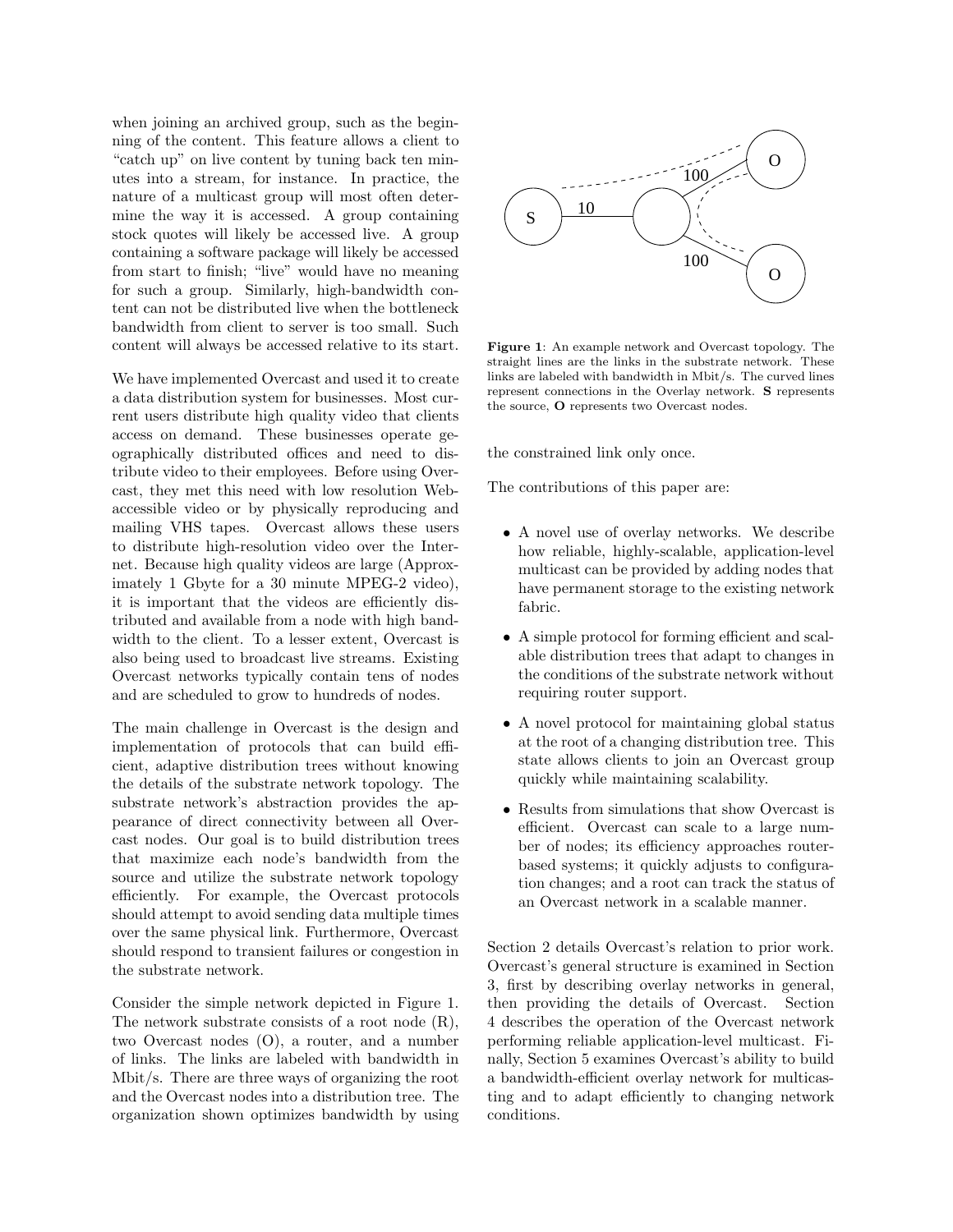when joining an archived group, such as the beginning of the content. This feature allows a client to "catch up" on live content by tuning back ten minutes into a stream, for instance. In practice, the nature of a multicast group will most often determine the way it is accessed. A group containing stock quotes will likely be accessed live. A group containing a software package will likely be accessed from start to finish; "live" would have no meaning for such a group. Similarly, high-bandwidth content can not be distributed live when the bottleneck bandwidth from client to server is too small. Such content will always be accessed relative to its start.

We have implemented Overcast and used it to create a data distribution system for businesses. Most current users distribute high quality video that clients access on demand. These businesses operate geographically distributed offices and need to distribute video to their employees. Before using Overcast, they met this need with low resolution Web-accessible video or by physically reproducing and mailing VHS tapes. Overcast allows these users to distribute high-resolution video over the Internet. Because high quality videos are large (Approximately 1 Gbyte for a 30 minute MPEG-2 video), it is important that the videos are efficiently distributed and available from a node with high bandwidth to the client. To a lesser extent, Overcast is also being used to broadcast live streams. Existing Overcast networks typically contain tens of nodes and are scheduled to grow to hundreds of nodes.

The main challenge in Overcast is the design and implementation of protocols that can build efficient, adaptive distribution trees without knowing the details of the substrate network topology. The substrate network's abstraction provides the appearance of direct connectivity between all Overcast nodes. Our goal is to build distribution trees that maximize each node's bandwidth from the source and utilize the substrate network topology efficiently. For example, the Overcast protocols should attempt to avoid sending data multiple times over the same physical link. Furthermore, Overcast should respond to transient failures or congestion in the substrate network.

Consider the simple network depicted in Figure 1. The network substrate consists of a root node (R), two Overcast nodes (O), a router, and a number of links. The links are labeled with bandwidth in Mbit/s. There are three ways of organizing the root and the Overcast nodes into a distribution tree. The organization shown optimizes bandwidth by using the constrained link only once.

**Figure 1**: An example network and Overcast topology. The straight lines are the links in the substrate network. These links are labeled with bandwidth in Mbit/s. The curved lines represent connections in the Overlay network. **S** represents the source, **O** represents two Overcast nodes.

The contributions of this paper are:

- A novel use of overlay networks. We describe how reliable, highly-scalable, application-level multicast can be provided by adding nodes that have permanent storage to the existing network fabric.
- A simple protocol for forming efficient and scalable distribution trees that adapt to changes in the conditions of the substrate network without requiring router support.
- A novel protocol for maintaining global status at the root of a changing distribution tree. This state allows clients to join an Overcast group quickly while maintaining scalability.
- Results from simulations that show Overcast is efficient. Overcast can scale to a large number of nodes; its efficiency approaches router-based systems; it quickly adjusts to configuration changes; and a root can track the status of an Overcast network in a scalable manner.

Section 2 details Overcast's relation to prior work. Overcast's general structure is examined in Section 3, first by describing overlay networks in general, then providing the details of Overcast. Section 4 describes the operation of the Overcast network performing reliable application-level multicast. Finally, Section 5 examines Overcast's ability to build a bandwidth-efficient overlay network for multicasting and to adapt efficiently to changing network conditions.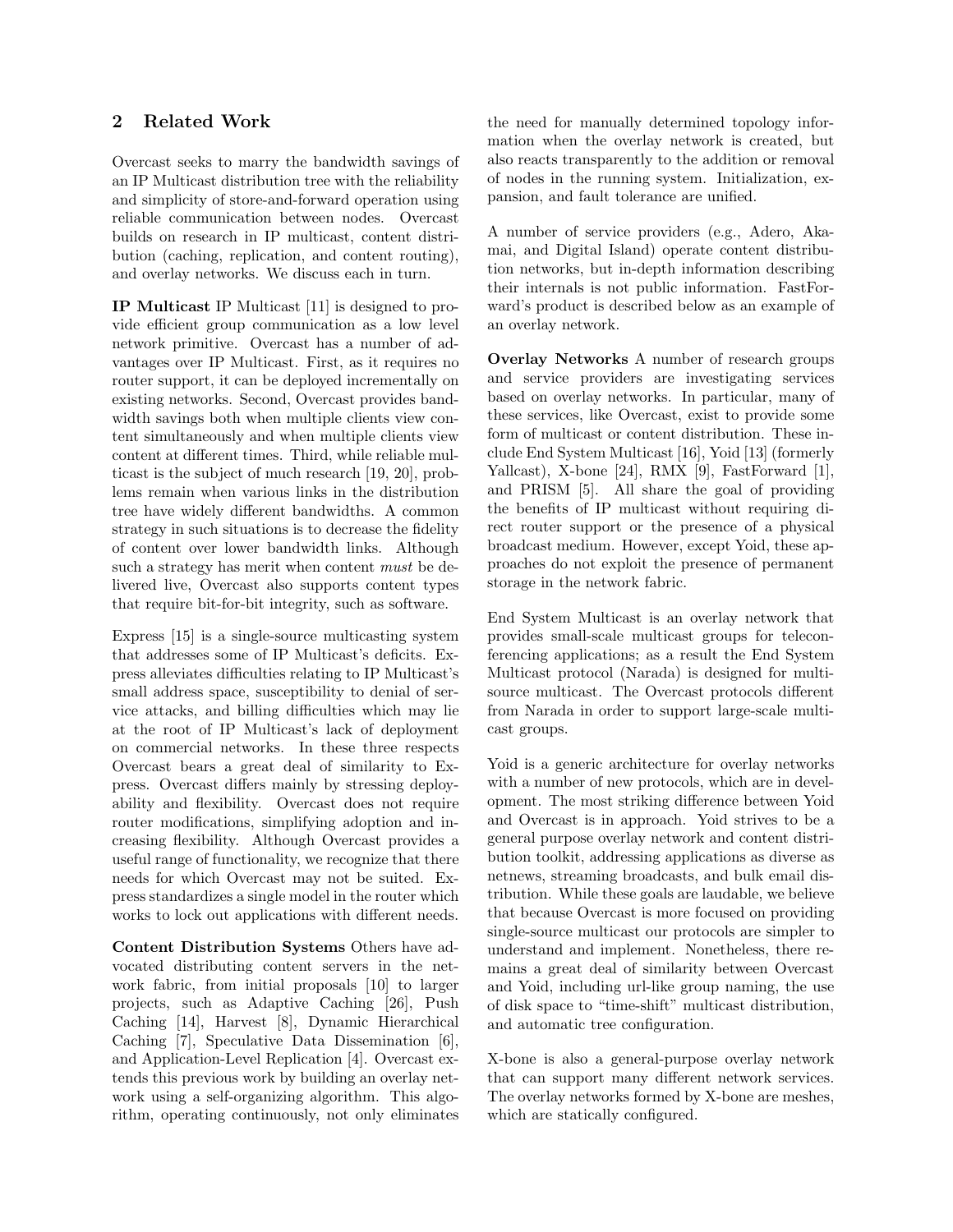## 2 Related Work

Overcast seeks to marry the bandwidth savings of an IP Multicast distribution tree with the reliability and simplicity of store-and-forward operation using reliable communication between nodes. Overcast builds on research in IP multicast, content distribution (caching, replication, and content routing), and overlay networks. We discuss each in turn.

**IP Multicast** IP Multicast [11] is designed to provide efficient group communication as a low level network primitive. Overcast has a number of advantages over IP Multicast. First, as it requires no router support, it can be deployed incrementally on existing networks. Second, Overcast provides bandwidth savings both when multiple clients view content simultaneously and when multiple clients view content at different times. Third, while reliable multicast is the subject of much research [19, 20], problems remain when various links in the distribution tree have widely different bandwidths. A common strategy in such situations is to decrease the fidelity of content over lower bandwidth links. Although such a strategy has merit when content *must* be delivered live, Overcast also supports content types that require bit-for-bit integrity, such as software.

Express [15] is a single-source multicasting system that addresses some of IP Multicast's deficits. Express alleviates difficulties relating to IP Multicast's small address space, susceptibility to denial of service attacks, and billing difficulties which may lie at the root of IP Multicast's lack of deployment on commercial networks. In these three respects Overcast bears a great deal of similarity to Express. Overcast differs mainly by stressing deployability and flexibility. Overcast does not require router modifications, simplifying adoption and increasing flexibility. Although Overcast provides a useful range of functionality, we recognize that there needs for which Overcast may not be suited. Express standardizes a single model in the router which works to lock out applications with different needs.

**Content Distribution Systems** Others have advocated distributing content servers in the network fabric, from initial proposals [10] to larger projects, such as Adaptive Caching [26], Push Caching [14], Harvest [8], Dynamic Hierarchical Caching [7], Speculative Data Dissemination [6], and Application-Level Replication [4]. Overcast extends this previous work by building an overlay network using a self-organizing algorithm. This algorithm, operating continuously, not only eliminates the need for manually determined topology information when the overlay network is created, but also reacts transparently to the addition or removal of nodes in the running system. Initialization, expansion, and fault tolerance are unified.

A number of service providers (e.g., Adero, Akamai, and Digital Island) operate content distribution networks, but in-depth information describing their internals is not public information. FastForward's product is described below as an example of an overlay network.

**Overlay Networks** A number of research groups and service providers are investigating services based on overlay networks. In particular, many of these services, like Overcast, exist to provide some form of multicast or content distribution. These include End System Multicast [16], Yoid [13] (formerly Yallcast), X-bone [24], RMX [9], FastForward [1], and PRISM [5]. All share the goal of providing the benefits of IP multicast without requiring direct router support or the presence of a physical broadcast medium. However, except Yoid, these approaches do not exploit the presence of permanent storage in the network fabric.

End System Multicast is an overlay network that provides small-scale multicast groups for teleconferencing applications; as a result the End System Multicast protocol (Narada) is designed for multisource multicast. The Overcast protocols different from Narada in order to support large-scale multicast groups.

Yoid is a generic architecture for overlay networks with a number of new protocols, which are in development. The most striking difference between Yoid and Overcast is in approach. Yoid strives to be a general purpose overlay network and content distribution toolkit, addressing applications as diverse as netnews, streaming broadcasts, and bulk email distribution. While these goals are laudable, we believe that because Overcast is more focused on providing single-source multicast our protocols are simpler to understand and implement. Nonetheless, there remains a great deal of similarity between Overcast and Yoid, including url-like group naming, the use of disk space to "time-shift" multicast distribution, and automatic tree configuration.

X-bone is also a general-purpose overlay network that can support many different network services. The overlay networks formed by X-bone are meshes, which are statically configured.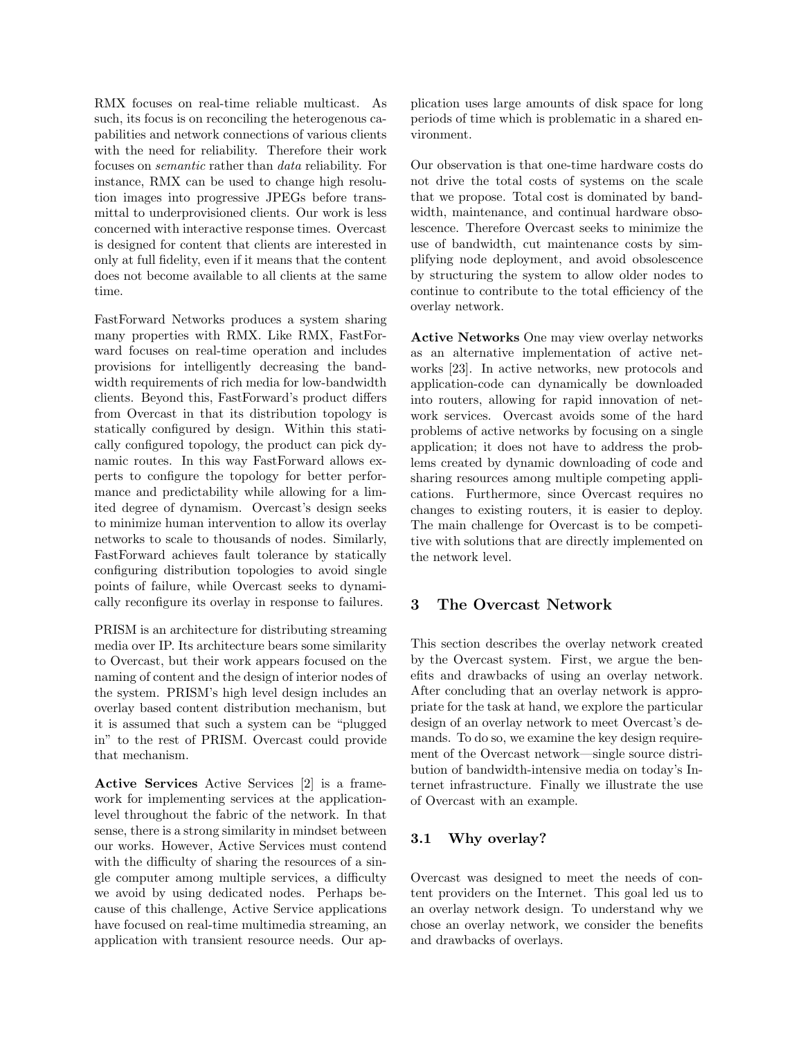RMX focuses on real-time reliable multicast. As such, its focus is on reconciling the heterogenous capabilities and network connections of various clients with the need for reliability. Therefore their work focuses on *semantic* rather than *data* reliability. For instance, RMX can be used to change high resolution images into progressive JPEGs before transmittal to underprovisioned clients. Our work is less concerned with interactive response times. Overcast is designed for content that clients are interested in only at full fidelity, even if it means that the content does not become available to all clients at the same time.

FastForward Networks produces a system sharing many properties with RMX. Like RMX, FastForward focuses on real-time operation and includes provisions for intelligently decreasing the bandwidth requirements of rich media for low-bandwidth clients. Beyond this, FastForward's product differs from Overcast in that its distribution topology is statically configured by design. Within this statically configured topology, the product can pick dynamic routes. In this way FastForward allows experts to configure the topology for better performance and predictability while allowing for a limited degree of dynamism. Overcast's design seeks to minimize human intervention to allow its overlay networks to scale to thousands of nodes. Similarly, FastForward achieves fault tolerance by statically configuring distribution topologies to avoid single points of failure, while Overcast seeks to dynamically reconfigure its overlay in response to failures.

PRISM is an architecture for distributing streaming media over IP. Its architecture bears some similarity to Overcast, but their work appears focused on the naming of content and the design of interior nodes of the system. PRISM's high level design includes an overlay based content distribution mechanism, but it is assumed that such a system can be "plugged in" to the rest of PRISM. Overcast could provide that mechanism.

**Active Services** Active Services [2] is a framework for implementing services at the application-level throughout the fabric of the network. In that sense, there is a strong similarity in mindset between our works. However, Active Services must contend with the difficulty of sharing the resources of a single computer among multiple services, a difficulty we avoid by using dedicated nodes. Perhaps because of this challenge, Active Service applications have focused on real-time multimedia streaming, an application with transient resource needs. Our application uses large amounts of disk space for long periods of time which is problematic in a shared environment.

Our observation is that one-time hardware costs do not drive the total costs of systems on the scale that we propose. Total cost is dominated by bandwidth, maintenance, and continual hardware obsolescence. Therefore Overcast seeks to minimize the use of bandwidth, cut maintenance costs by simplifying node deployment, and avoid obsolescence by structuring the system to allow older nodes to continue to contribute to the total efficiency of the overlay network.

**Active Networks** One may view overlay networks as an alternative implementation of active networks [23]. In active networks, new protocols and application-code can dynamically be downloaded into routers, allowing for rapid innovation of network services. Overcast avoids some of the hard problems of active networks by focusing on a single application; it does not have to address the problems created by dynamic downloading of code and sharing resources among multiple competing applications. Furthermore, since Overcast requires no changes to existing routers, it is easier to deploy. The main challenge for Overcast is to be competitive with solutions that are directly implemented on the network level.

## 3 The Overcast Network

This section describes the overlay network created by the Overcast system. First, we argue the benefits and drawbacks of using an overlay network. After concluding that an overlay network is appropriate for the task at hand, we explore the particular design of an overlay network to meet Overcast's demands. To do so, we examine the key design requirement of the Overcast network—single source distribution of bandwidth-intensive media on today's Internet infrastructure. Finally we illustrate the use of Overcast with an example.

### 3.1 Why overlay?

Overcast was designed to meet the needs of content providers on the Internet. This goal led us to an overlay network design. To understand why we chose an overlay network, we consider the benefits and drawbacks of overlays.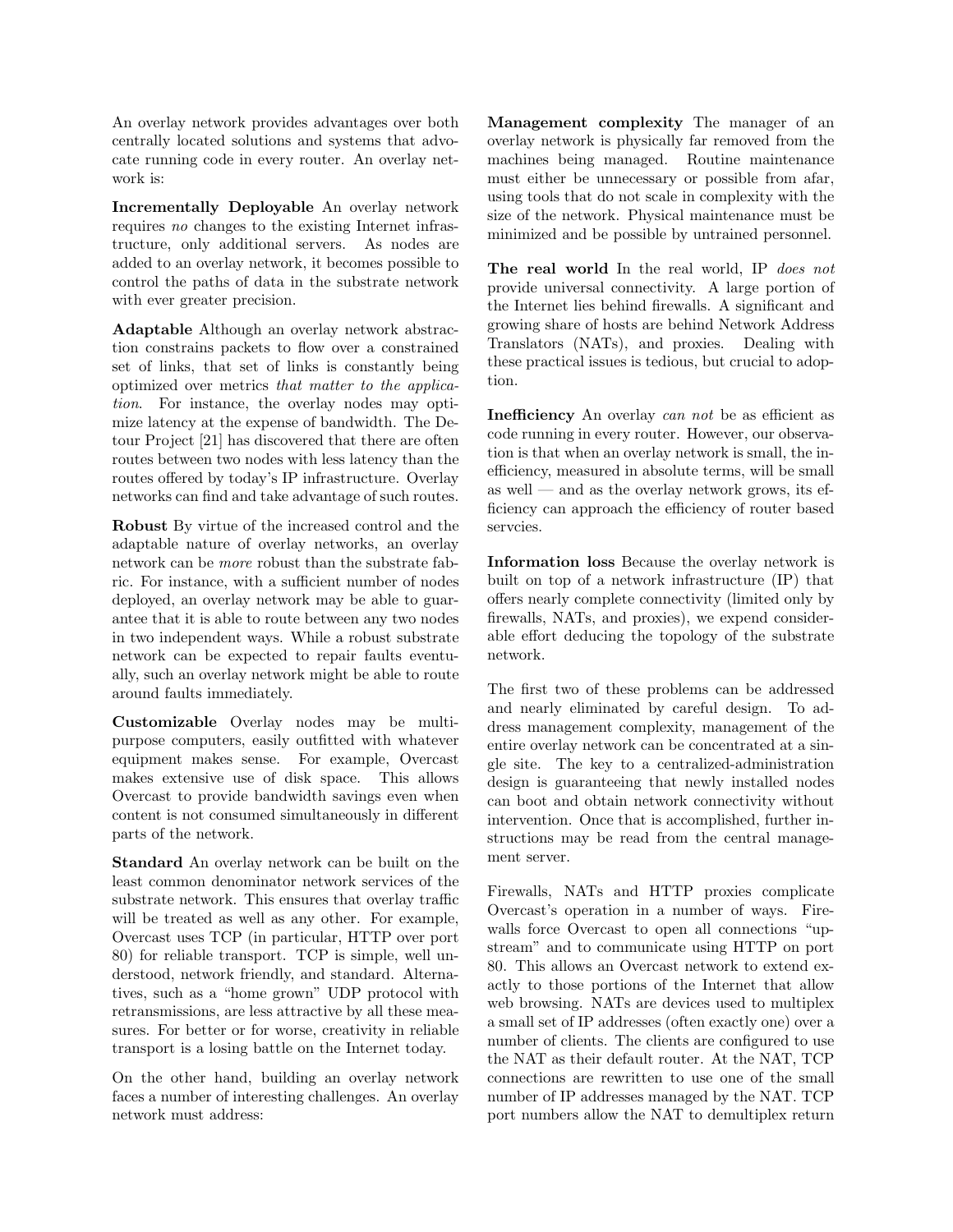An overlay network provides advantages over both centrally located solutions and systems that advocate running code in every router. An overlay network is:

**Incrementally Deployable** An overlay network requires *no* changes to the existing Internet infrastructure, only additional servers. As nodes are added to an overlay network, it becomes possible to control the paths of data in the substrate network with ever greater precision.

**Adaptable** Although an overlay network abstraction constrains packets to flow over a constrained set of links, that set of links is constantly being optimized over metrics *that matter to the application*. For instance, the overlay nodes may optimize latency at the expense of bandwidth. The Detour Project [21] has discovered that there are often routes between two nodes with less latency than the routes offered by today's IP infrastructure. Overlay networks can find and take advantage of such routes.

**Robust** By virtue of the increased control and the adaptable nature of overlay networks, an overlay network can be *more* robust than the substrate fabric. For instance, with a sufficient number of nodes deployed, an overlay network may be able to guarantee that it is able to route between any two nodes in two independent ways. While a robust substrate network can be expected to repair faults eventually, such an overlay network might be able to route around faults immediately.

**Customizable** Overlay nodes may be multipurpose computers, easily outfitted with whatever equipment makes sense. For example, Overcast makes extensive use of disk space. This allows Overcast to provide bandwidth savings even when content is not consumed simultaneously in different parts of the network.

**Standard** An overlay network can be built on the least common denominator network services of the substrate network. This ensures that overlay traffic will be treated as well as any other. For example, Overcast uses TCP (in particular, HTTP over port 80) for reliable transport. TCP is simple, well understood, network friendly, and standard. Alternatives, such as a "home grown" UDP protocol with retransmissions, are less attractive by all these measures. For better or for worse, creativity in reliable transport is a losing battle on the Internet today.

On the other hand, building an overlay network faces a number of interesting challenges. An overlay network must address:

**Management complexity** The manager of an overlay network is physically far removed from the machines being managed. Routine maintenance must either be unnecessary or possible from afar, using tools that do not scale in complexity with the size of the network. Physical maintenance must be minimized and be possible by untrained personnel.

**The real world** In the real world, IP *does not* provide universal connectivity. A large portion of the Internet lies behind firewalls. A significant and growing share of hosts are behind Network Address Translators (NATs), and proxies. Dealing with these practical issues is tedious, but crucial to adoption.

**Inefficiency** An overlay *can not* be as efficient as code running in every router. However, our observation is that when an overlay network is small, the inefficiency, measured in absolute terms, will be small as well — and as the overlay network grows, its efficiency can approach the efficiency of router based servcies.

**Information loss** Because the overlay network is built on top of a network infrastructure (IP) that offers nearly complete connectivity (limited only by firewalls, NATs, and proxies), we expend considerable effort deducing the topology of the substrate network.

The first two of these problems can be addressed and nearly eliminated by careful design. To address management complexity, management of the entire overlay network can be concentrated at a single site. The key to a centralized-administration design is guaranteeing that newly installed nodes can boot and obtain network connectivity without intervention. Once that is accomplished, further instructions may be read from the central management server.

Firewalls, NATs and HTTP proxies complicate Overcast's operation in a number of ways. Firewalls force Overcast to open all connections "upstream" and to communicate using HTTP on port 80. This allows an Overcast network to extend exactly to those portions of the Internet that allow web browsing. NATs are devices used to multiplex a small set of IP addresses (often exactly one) over a number of clients. The clients are configured to use the NAT as their default router. At the NAT, TCP connections are rewritten to use one of the small number of IP addresses managed by the NAT. TCP port numbers allow the NAT to demultiplex return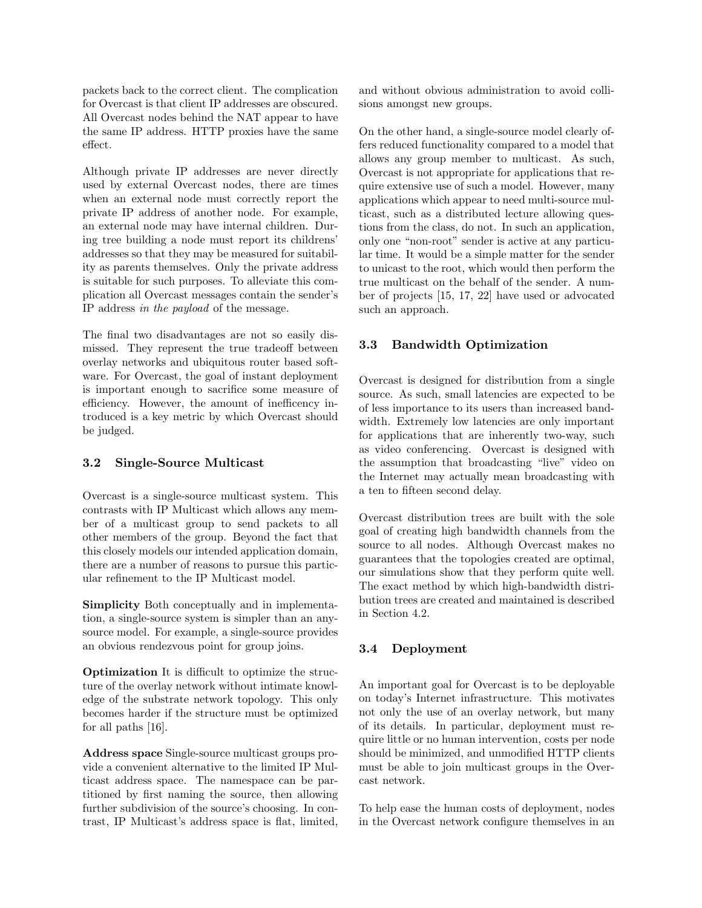packets back to the correct client. The complication for Overcast is that client IP addresses are obscured. All Overcast nodes behind the NAT appear to have the same IP address. HTTP proxies have the same effect.

Although private IP addresses are never directly used by external Overcast nodes, there are times when an external node must correctly report the private IP address of another node. For example, an external node may have internal children. During tree building a node must report its childrens' addresses so that they may be measured for suitability as parents themselves. Only the private address is suitable for such purposes. To alleviate this complication all Overcast messages contain the sender's IP address *in the payload* of the message.

The final two disadvantages are not so easily dismissed. They represent the true tradeoff between overlay networks and ubiquitous router based software. For Overcast, the goal of instant deployment is important enough to sacrifice some measure of efficiency. However, the amount of inefficency introduced is a key metric by which Overcast should be judged.

### 3.2 Single-Source Multicast

Overcast is a single-source multicast system. This contrasts with IP Multicast which allows any member of a multicast group to send packets to all other members of the group. Beyond the fact that this closely models our intended application domain, there are a number of reasons to pursue this particular refinement to the IP Multicast model.

**Simplicity** Both conceptually and in implementation, a single-source system is simpler than an any-source model. For example, a single-source provides an obvious rendezvous point for group joins.

**Optimization** It is difficult to optimize the structure of the overlay network without intimate knowledge of the substrate network topology. This only becomes harder if the structure must be optimized for all paths [16].

**Address space** Single-source multicast groups provide a convenient alternative to the limited IP Multicast address space. The namespace can be partitioned by first naming the source, then allowing further subdivision of the source's choosing. In contrast, IP Multicast's address space is flat, limited, and without obvious administration to avoid collisions amongst new groups.

On the other hand, a single-source model clearly offers reduced functionality compared to a model that allows any group member to multicast. As such, Overcast is not appropriate for applications that require extensive use of such a model. However, many applications which appear to need multi-source multicast, such as a distributed lecture allowing questions from the class, do not. In such an application, only one "non-root" sender is active at any particular time. It would be a simple matter for the sender to unicast to the root, which would then perform the true multicast on the behalf of the sender. A number of projects [15, 17, 22] have used or advocated such an approach.

### 3.3 Bandwidth Optimization

Overcast is designed for distribution from a single source. As such, small latencies are expected to be of less importance to its users than increased bandwidth. Extremely low latencies are only important for applications that are inherently two-way, such as video conferencing. Overcast is designed with the assumption that broadcasting "live" video on the Internet may actually mean broadcasting with a ten to fifteen second delay.

Overcast distribution trees are built with the sole goal of creating high bandwidth channels from the source to all nodes. Although Overcast makes no guarantees that the topologies created are optimal, our simulations show that they perform quite well. The exact method by which high-bandwidth distribution trees are created and maintained is described in Section 4.2.

### 3.4 Deployment

An important goal for Overcast is to be deployable on today's Internet infrastructure. This motivates not only the use of an overlay network, but many of its details. In particular, deployment must require little or no human intervention, costs per node should be minimized, and unmodified HTTP clients must be able to join multicast groups in the Overcast network.

To help ease the human costs of deployment, nodes in the Overcast network configure themselves in an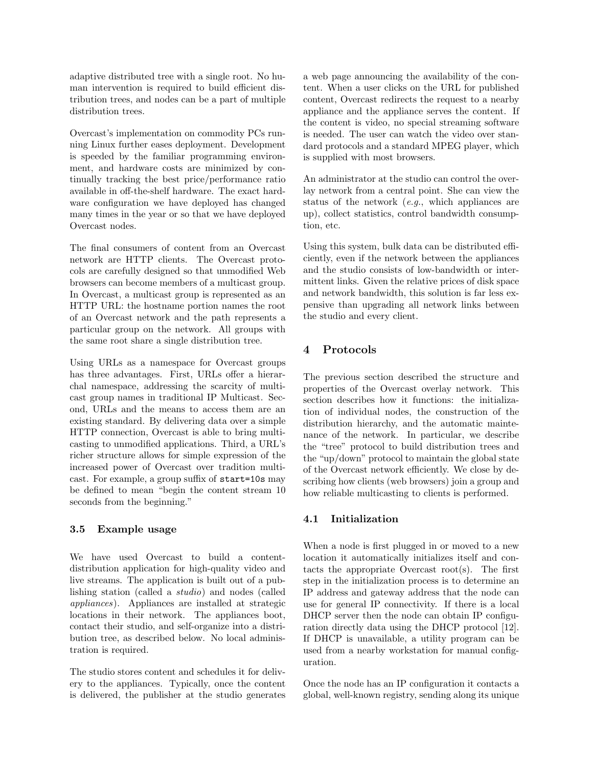adaptive distributed tree with a single root. No human intervention is required to build efficient distribution trees, and nodes can be a part of multiple distribution trees.

Overcast's implementation on commodity PCs running Linux further eases deployment. Development is speeded by the familiar programming environment, and hardware costs are minimized by continually tracking the best price/performance ratio available in off-the-shelf hardware. The exact hardware configuration we have deployed has changed many times in the year or so that we have deployed Overcast nodes.

The final consumers of content from an Overcast network are HTTP clients. The Overcast protocols are carefully designed so that unmodified Web browsers can become members of a multicast group. In Overcast, a multicast group is represented as an HTTP URL: the hostname portion names the root of an Overcast network and the path represents a particular group on the network. All groups with the same root share a single distribution tree.

Using URLs as a namespace for Overcast groups has three advantages. First, URLs offer a hierarchal namespace, addressing the scarcity of multicast group names in traditional IP Multicast. Second, URLs and the means to access them are an existing standard. By delivering data over a simple HTTP connection, Overcast is able to bring multicasting to unmodified applications. Third, a URL's richer structure allows for simple expression of the increased power of Overcast over tradition multicast. For example, a group suffix of `start=10s` may be defined to mean "begin the content stream 10 seconds from the beginning."

### 3.5 Example usage

We have used Overcast to build a content-distribution application for high-quality video and live streams. The application is built out of a publishing station (called a *studio*) and nodes (called *appliances*). Appliances are installed at strategic locations in their network. The appliances boot, contact their studio, and self-organize into a distribution tree, as described below. No local administration is required.

The studio stores content and schedules it for delivery to the appliances. Typically, once the content is delivered, the publisher at the studio generates a web page announcing the availability of the content. When a user clicks on the URL for published content, Overcast redirects the request to a nearby appliance and the appliance serves the content. If the content is video, no special streaming software is needed. The user can watch the video over standard protocols and a standard MPEG player, which is supplied with most browsers.

An administrator at the studio can control the overlay network from a central point. She can view the status of the network (*e.g.*, which appliances are up), collect statistics, control bandwidth consumption, etc.

Using this system, bulk data can be distributed efficiently, even if the network between the appliances and the studio consists of low-bandwidth or intermittent links. Given the relative prices of disk space and network bandwidth, this solution is far less expensive than upgrading all network links between the studio and every client.

## 4 Protocols

The previous section described the structure and properties of the Overcast overlay network. This section describes how it functions: the initialization of individual nodes, the construction of the distribution hierarchy, and the automatic maintenance of the network. In particular, we describe the "tree" protocol to build distribution trees and the "up/down" protocol to maintain the global state of the Overcast network efficiently. We close by describing how clients (web browsers) join a group and how reliable multicasting to clients is performed.

### 4.1 Initialization

When a node is first plugged in or moved to a new location it automatically initializes itself and contacts the appropriate Overcast root(s). The first step in the initialization process is to determine an IP address and gateway address that the node can use for general IP connectivity. If there is a local DHCP server then the node can obtain IP configuration directly data using the DHCP protocol [12]. If DHCP is unavailable, a utility program can be used from a nearby workstation for manual configuration.

Once the node has an IP configuration it contacts a global, well-known registry, sending along its unique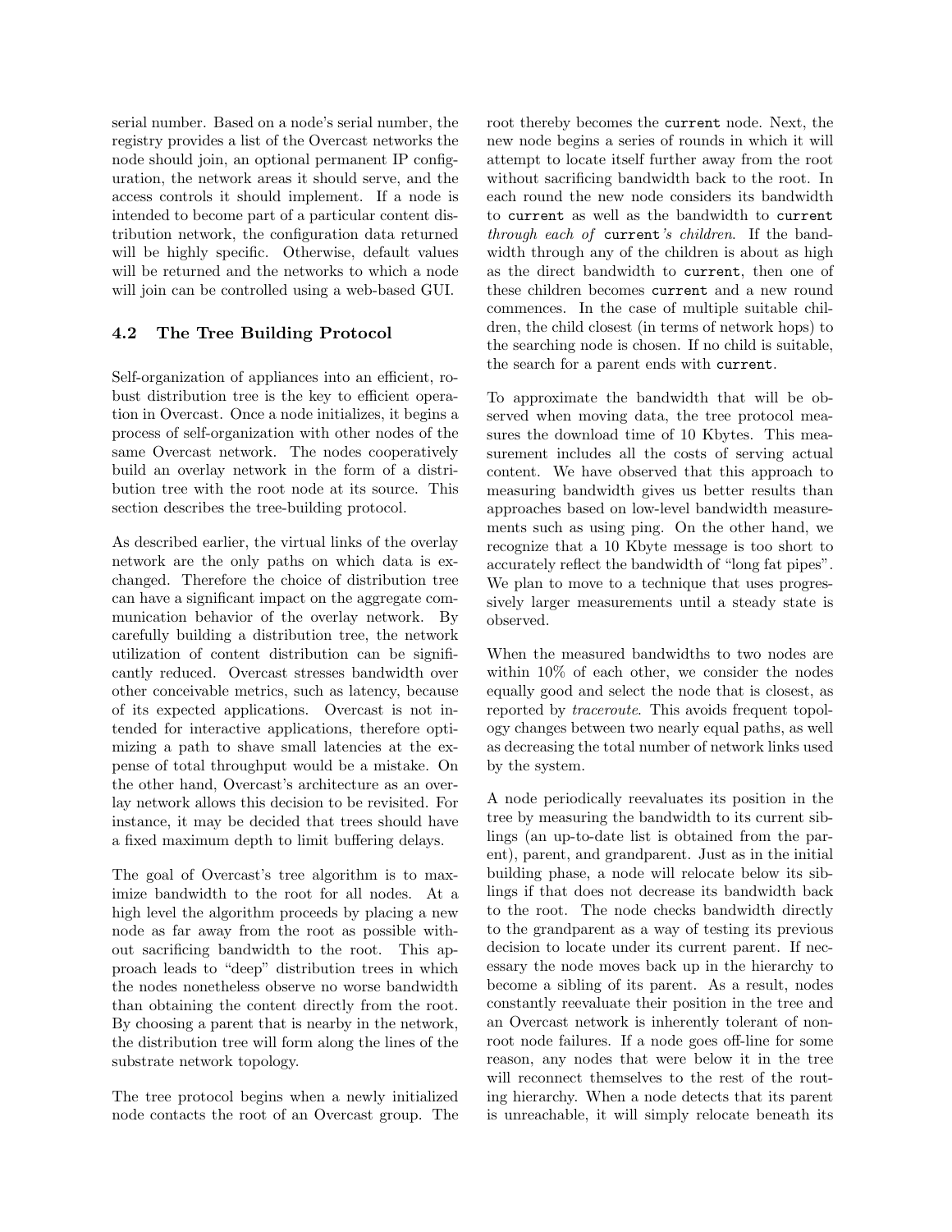serial number. Based on a node's serial number, the registry provides a list of the Overcast networks the node should join, an optional permanent IP configuration, the network areas it should serve, and the access controls it should implement. If a node is intended to become part of a particular content distribution network, the configuration data returned will be highly specific. Otherwise, default values will be returned and the networks to which a node will join can be controlled using a web-based GUI.

### 4.2 The Tree Building Protocol

Self-organization of appliances into an efficient, robust distribution tree is the key to efficient operation in Overcast. Once a node initializes, it begins a process of self-organization with other nodes of the same Overcast network. The nodes cooperatively build an overlay network in the form of a distribution tree with the root node at its source. This section describes the tree-building protocol.

As described earlier, the virtual links of the overlay network are the only paths on which data is exchanged. Therefore the choice of distribution tree can have a significant impact on the aggregate communication behavior of the overlay network. By carefully building a distribution tree, the network utilization of content distribution can be significantly reduced. Overcast stresses bandwidth over other conceivable metrics, such as latency, because of its expected applications. Overcast is not intended for interactive applications, therefore optimizing a path to shave small latencies at the expense of total throughput would be a mistake. On the other hand, Overcast's architecture as an overlay network allows this decision to be revisited. For instance, it may be decided that trees should have a fixed maximum depth to limit buffering delays.

The goal of Overcast's tree algorithm is to maximize bandwidth to the root for all nodes. At a high level the algorithm proceeds by placing a new node as far away from the root as possible without sacrificing bandwidth to the root. This approach leads to "deep" distribution trees in which the nodes nonetheless observe no worse bandwidth than obtaining the content directly from the root. By choosing a parent that is nearby in the network, the distribution tree will form along the lines of the substrate network topology.

The tree protocol begins when a newly initialized node contacts the root of an Overcast group. The root thereby becomes the `current` node. Next, the new node begins a series of rounds in which it will attempt to locate itself further away from the root without sacrificing bandwidth back to the root. In each round the new node considers its bandwidth to `current` as well as the bandwidth to `current` *through each of* `current`*'s children*. If the bandwidth through any of the children is about as high as the direct bandwidth to `current`, then one of these children becomes `current` and a new round commences. In the case of multiple suitable children, the child closest (in terms of network hops) to the searching node is chosen. If no child is suitable, the search for a parent ends with `current`.

To approximate the bandwidth that will be observed when moving data, the tree protocol measures the download time of 10 Kbytes. This measurement includes all the costs of serving actual content. We have observed that this approach to measuring bandwidth gives us better results than approaches based on low-level bandwidth measurements such as using ping. On the other hand, we recognize that a 10 Kbyte message is too short to accurately reflect the bandwidth of "long fat pipes". We plan to move to a technique that uses progressively larger measurements until a steady state is observed.

When the measured bandwidths to two nodes are within 10% of each other, we consider the nodes equally good and select the node that is closest, as reported by *traceroute*. This avoids frequent topology changes between two nearly equal paths, as well as decreasing the total number of network links used by the system.

A node periodically reevaluates its position in the tree by measuring the bandwidth to its current siblings (an up-to-date list is obtained from the parent), parent, and grandparent. Just as in the initial building phase, a node will relocate below its siblings if that does not decrease its bandwidth back to the root. The node checks bandwidth directly to the grandparent as a way of testing its previous decision to locate under its current parent. If necessary the node moves back up in the hierarchy to become a sibling of its parent. As a result, nodes constantly reevaluate their position in the tree and an Overcast network is inherently tolerant of non-root node failures. If a node goes off-line for some reason, any nodes that were below it in the tree will reconnect themselves to the rest of the routing hierarchy. When a node detects that its parent is unreachable, it will simply relocate beneath its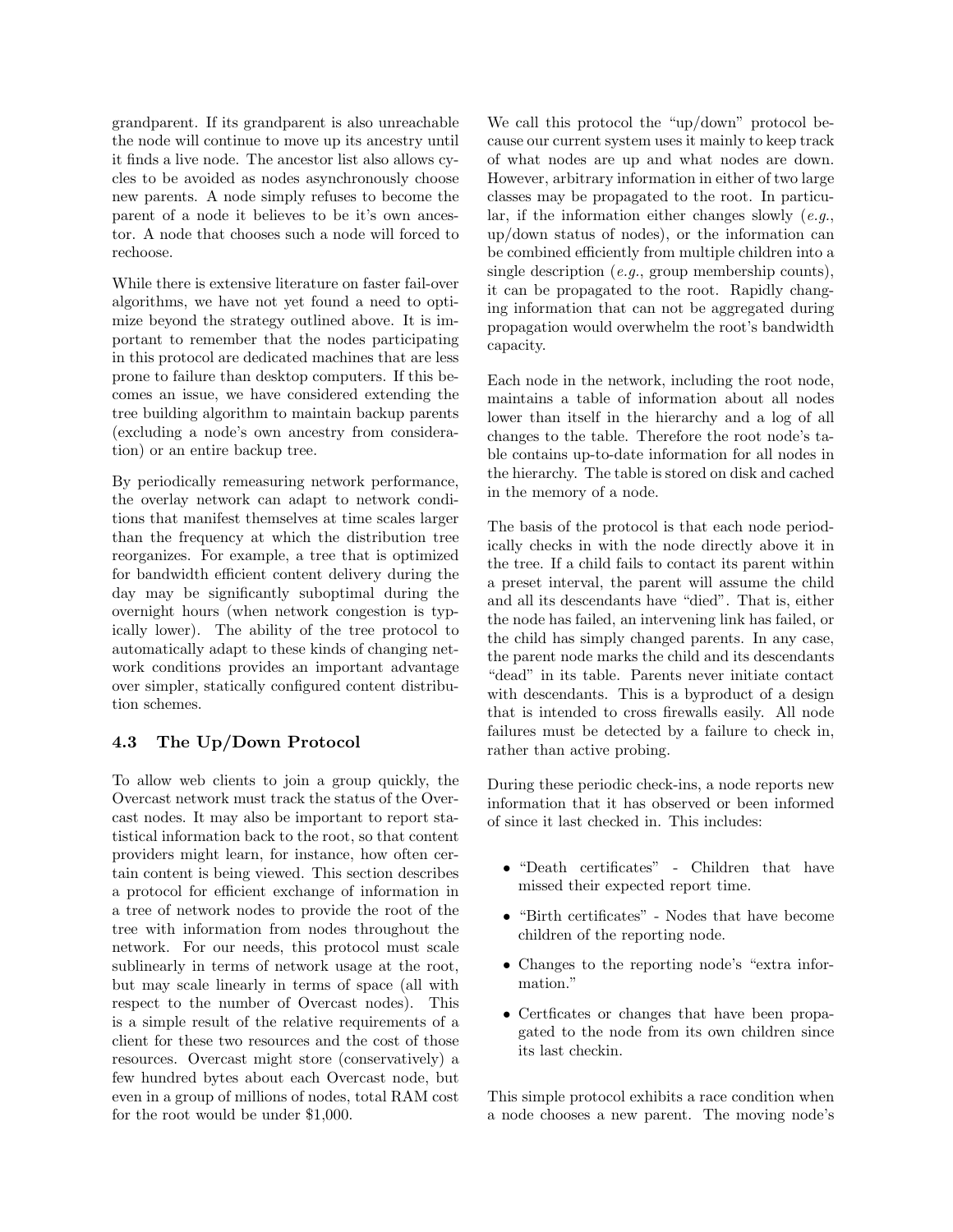grandparent. If its grandparent is also unreachable the node will continue to move up its ancestry until it finds a live node. The ancestor list also allows cycles to be avoided as nodes asynchronously choose new parents. A node simply refuses to become the parent of a node it believes to be it's own ancestor. A node that chooses such a node will forced to rechoose.

While there is extensive literature on faster fail-over algorithms, we have not yet found a need to optimize beyond the strategy outlined above. It is important to remember that the nodes participating in this protocol are dedicated machines that are less prone to failure than desktop computers. If this becomes an issue, we have considered extending the tree building algorithm to maintain backup parents (excluding a node's own ancestry from consideration) or an entire backup tree.

By periodically remeasuring network performance, the overlay network can adapt to network conditions that manifest themselves at time scales larger than the frequency at which the distribution tree reorganizes. For example, a tree that is optimized for bandwidth efficient content delivery during the day may be significantly suboptimal during the overnight hours (when network congestion is typically lower). The ability of the tree protocol to automatically adapt to these kinds of changing network conditions provides an important advantage over simpler, statically configured content distribution schemes.

### 4.3 The Up/Down Protocol

To allow web clients to join a group quickly, the Overcast network must track the status of the Overcast nodes. It may also be important to report statistical information back to the root, so that content providers might learn, for instance, how often certain content is being viewed. This section describes a protocol for efficient exchange of information in a tree of network nodes to provide the root of the tree with information from nodes throughout the network. For our needs, this protocol must scale sublinearly in terms of network usage at the root, but may scale linearly in terms of space (all with respect to the number of Overcast nodes). This is a simple result of the relative requirements of a client for these two resources and the cost of those resources. Overcast might store (conservatively) a few hundred bytes about each Overcast node, but even in a group of millions of nodes, total RAM cost for the root would be under $1,000.

We call this protocol the "up/down" protocol because our current system uses it mainly to keep track of what nodes are up and what nodes are down. However, arbitrary information in either of two large classes may be propagated to the root. In particular, if the information either changes slowly (*e.g.*, up/down status of nodes), or the information can be combined efficiently from multiple children into a single description (*e.g.*, group membership counts), it can be propagated to the root. Rapidly changing information that can not be aggregated during propagation would overwhelm the root's bandwidth capacity.

Each node in the network, including the root node, maintains a table of information about all nodes lower than itself in the hierarchy and a log of all changes to the table. Therefore the root node's table contains up-to-date information for all nodes in the hierarchy. The table is stored on disk and cached in the memory of a node.

The basis of the protocol is that each node periodically checks in with the node directly above it in the tree. If a child fails to contact its parent within a preset interval, the parent will assume the child and all its descendants have "died". That is, either the node has failed, an intervening link has failed, or the child has simply changed parents. In any case, the parent node marks the child and its descendants "dead" in its table. Parents never initiate contact with descendants. This is a byproduct of a design that is intended to cross firewalls easily. All node failures must be detected by a failure to check in, rather than active probing.

During these periodic check-ins, a node reports new information that it has observed or been informed of since it last checked in. This includes:

- "Death certificates" - Children that have missed their expected report time.
- "Birth certificates" - Nodes that have become children of the reporting node.
- Changes to the reporting node's "extra information."
- Certficates or changes that have been propagated to the node from its own children since its last checkin.

This simple protocol exhibits a race condition when a node chooses a new parent. The moving node's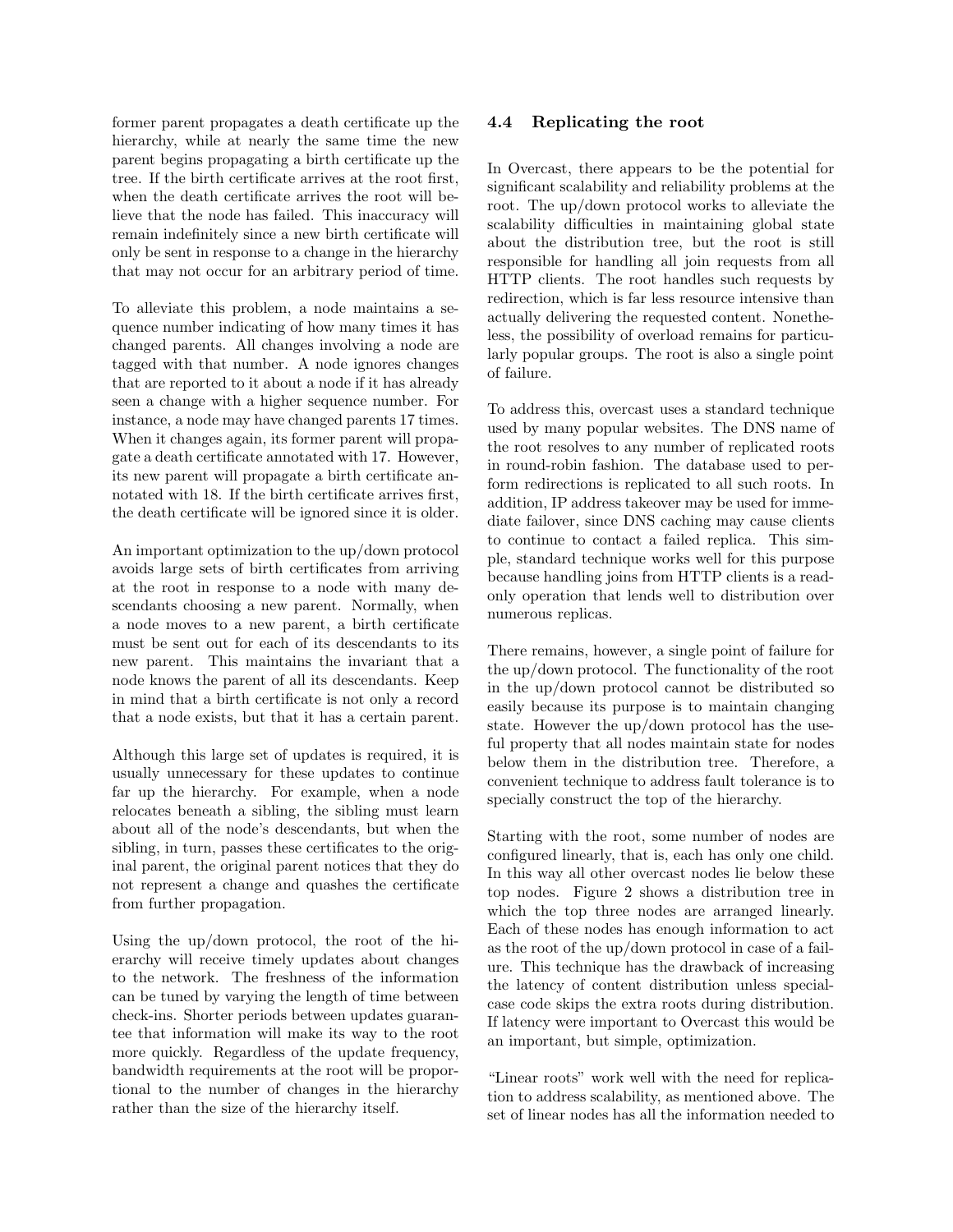former parent propagates a death certificate up the hierarchy, while at nearly the same time the new parent begins propagating a birth certificate up the tree. If the birth certificate arrives at the root first, when the death certificate arrives the root will believe that the node has failed. This inaccuracy will remain indefinitely since a new birth certificate will only be sent in response to a change in the hierarchy that may not occur for an arbitrary period of time.

To alleviate this problem, a node maintains a sequence number indicating of how many times it has changed parents. All changes involving a node are tagged with that number. A node ignores changes that are reported to it about a node if it has already seen a change with a higher sequence number. For instance, a node may have changed parents 17 times. When it changes again, its former parent will propagate a death certificate annotated with 17. However, its new parent will propagate a birth certificate annotated with 18. If the birth certificate arrives first, the death certificate will be ignored since it is older.

An important optimization to the up/down protocol avoids large sets of birth certificates from arriving at the root in response to a node with many descendants choosing a new parent. Normally, when a node moves to a new parent, a birth certificate must be sent out for each of its descendants to its new parent. This maintains the invariant that a node knows the parent of all its descendants. Keep in mind that a birth certificate is not only a record that a node exists, but that it has a certain parent.

Although this large set of updates is required, it is usually unnecessary for these updates to continue far up the hierarchy. For example, when a node relocates beneath a sibling, the sibling must learn about all of the node's descendants, but when the sibling, in turn, passes these certificates to the original parent, the original parent notices that they do not represent a change and quashes the certificate from further propagation.

Using the up/down protocol, the root of the hierarchy will receive timely updates about changes to the network. The freshness of the information can be tuned by varying the length of time between check-ins. Shorter periods between updates guarantee that information will make its way to the root more quickly. Regardless of the update frequency, bandwidth requirements at the root will be proportional to the number of changes in the hierarchy rather than the size of the hierarchy itself.

### 4.4 Replicating the root

In Overcast, there appears to be the potential for significant scalability and reliability problems at the root. The up/down protocol works to alleviate the scalability difficulties in maintaining global state about the distribution tree, but the root is still responsible for handling all join requests from all HTTP clients. The root handles such requests by redirection, which is far less resource intensive than actually delivering the requested content. Nonetheless, the possibility of overload remains for particularly popular groups. The root is also a single point of failure.

To address this, overcast uses a standard technique used by many popular websites. The DNS name of the root resolves to any number of replicated roots in round-robin fashion. The database used to perform redirections is replicated to all such roots. In addition, IP address takeover may be used for immediate failover, since DNS caching may cause clients to continue to contact a failed replica. This simple, standard technique works well for this purpose because handling joins from HTTP clients is a read-only operation that lends well to distribution over numerous replicas.

There remains, however, a single point of failure for the up/down protocol. The functionality of the root in the up/down protocol cannot be distributed so easily because its purpose is to maintain changing state. However the up/down protocol has the useful property that all nodes maintain state for nodes below them in the distribution tree. Therefore, a convenient technique to address fault tolerance is to specially construct the top of the hierarchy.

Starting with the root, some number of nodes are configured linearly, that is, each has only one child. In this way all other overcast nodes lie below these top nodes. Figure 2 shows a distribution tree in which the top three nodes are arranged linearly. Each of these nodes has enough information to act as the root of the up/down protocol in case of a failure. This technique has the drawback of increasing the latency of content distribution unless special-case code skips the extra roots during distribution. If latency were important to Overcast this would be an important, but simple, optimization.

"Linear roots" work well with the need for replication to address scalability, as mentioned above. The set of linear nodes has all the information needed to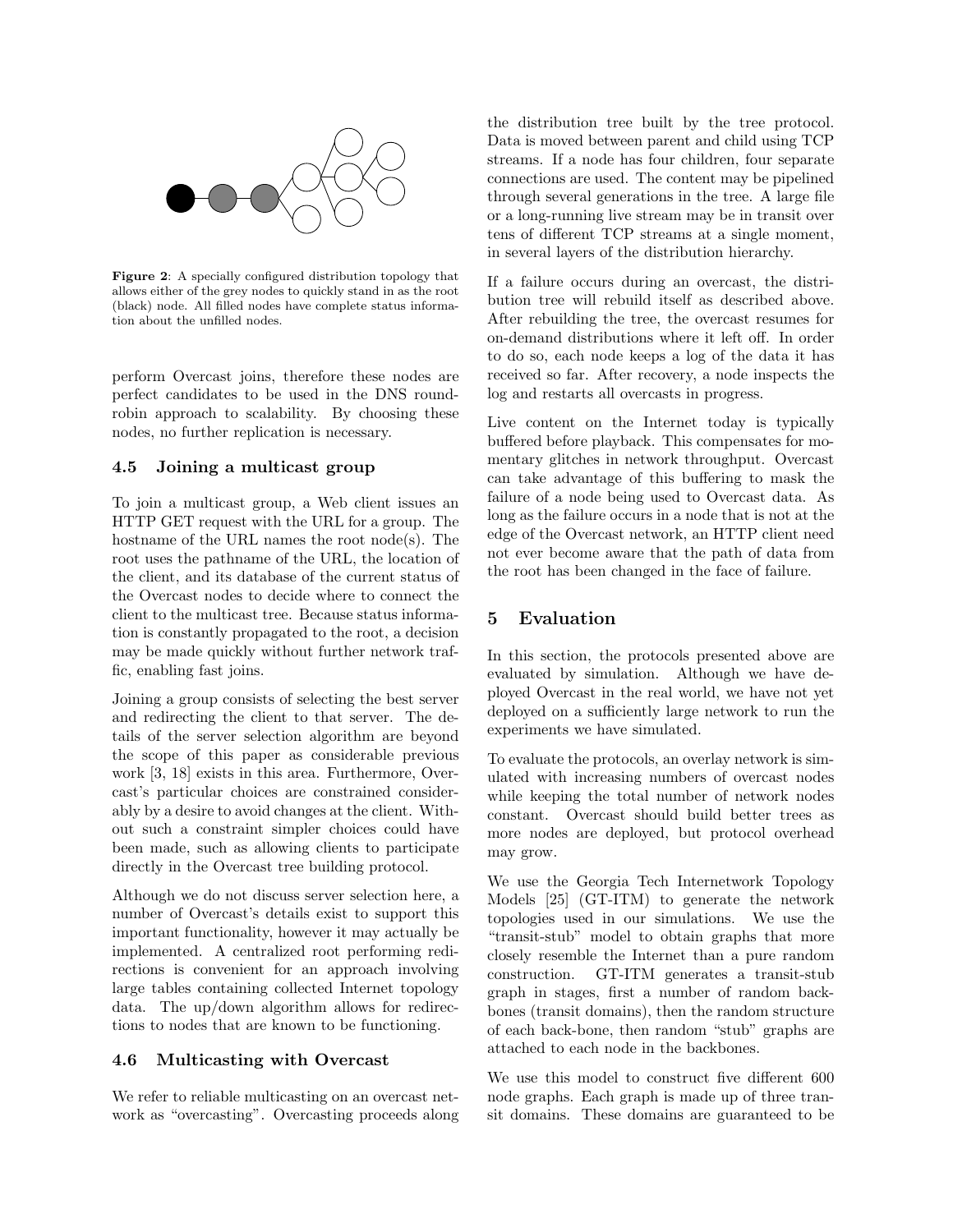**Figure 2**: A specially configured distribution topology that allows either of the grey nodes to quickly stand in as the root (black) node. All filled nodes have complete status information about the unfilled nodes.

perform Overcast joins, therefore these nodes are perfect candidates to be used in the DNS round-robin approach to scalability. By choosing these nodes, no further replication is necessary.

### 4.5 Joining a multicast group

To join a multicast group, a Web client issues an HTTP GET request with the URL for a group. The hostname of the URL names the root node(s). The root uses the pathname of the URL, the location of the client, and its database of the current status of the Overcast nodes to decide where to connect the client to the multicast tree. Because status information is constantly propagated to the root, a decision may be made quickly without further network traffic, enabling fast joins.

Joining a group consists of selecting the best server and redirecting the client to that server. The details of the server selection algorithm are beyond the scope of this paper as considerable previous work [3, 18] exists in this area. Furthermore, Overcast's particular choices are constrained considerably by a desire to avoid changes at the client. Without such a constraint simpler choices could have been made, such as allowing clients to participate directly in the Overcast tree building protocol.

Although we do not discuss server selection here, a number of Overcast's details exist to support this important functionality, however it may actually be implemented. A centralized root performing redirections is convenient for an approach involving large tables containing collected Internet topology data. The up/down algorithm allows for redirections to nodes that are known to be functioning.

### 4.6 Multicasting with Overcast

We refer to reliable multicasting on an overcast network as "overcasting". Overcasting proceeds along the distribution tree built by the tree protocol. Data is moved between parent and child using TCP streams. If a node has four children, four separate connections are used. The content may be pipelined through several generations in the tree. A large file or a long-running live stream may be in transit over tens of different TCP streams at a single moment, in several layers of the distribution hierarchy.

If a failure occurs during an overcast, the distribution tree will rebuild itself as described above. After rebuilding the tree, the overcast resumes for on-demand distributions where it left off. In order to do so, each node keeps a log of the data it has received so far. After recovery, a node inspects the log and restarts all overcasts in progress.

Live content on the Internet today is typically buffered before playback. This compensates for momentary glitches in network throughput. Overcast can take advantage of this buffering to mask the failure of a node being used to Overcast data. As long as the failure occurs in a node that is not at the edge of the Overcast network, an HTTP client need not ever become aware that the path of data from the root has been changed in the face of failure.

## 5 Evaluation

In this section, the protocols presented above are evaluated by simulation. Although we have deployed Overcast in the real world, we have not yet deployed on a sufficiently large network to run the experiments we have simulated.

To evaluate the protocols, an overlay network is simulated with increasing numbers of overcast nodes while keeping the total number of network nodes constant. Overcast should build better trees as more nodes are deployed, but protocol overhead may grow.

We use the Georgia Tech Internetwork Topology Models [25] (GT-ITM) to generate the network topologies used in our simulations. We use the "transit-stub" model to obtain graphs that more closely resemble the Internet than a pure random construction. GT-ITM generates a transit-stub graph in stages, first a number of random backbones (transit domains), then the random structure of each back-bone, then random "stub" graphs are attached to each node in the backbones.

We use this model to construct five different 600 node graphs. Each graph is made up of three transit domains. These domains are guaranteed to be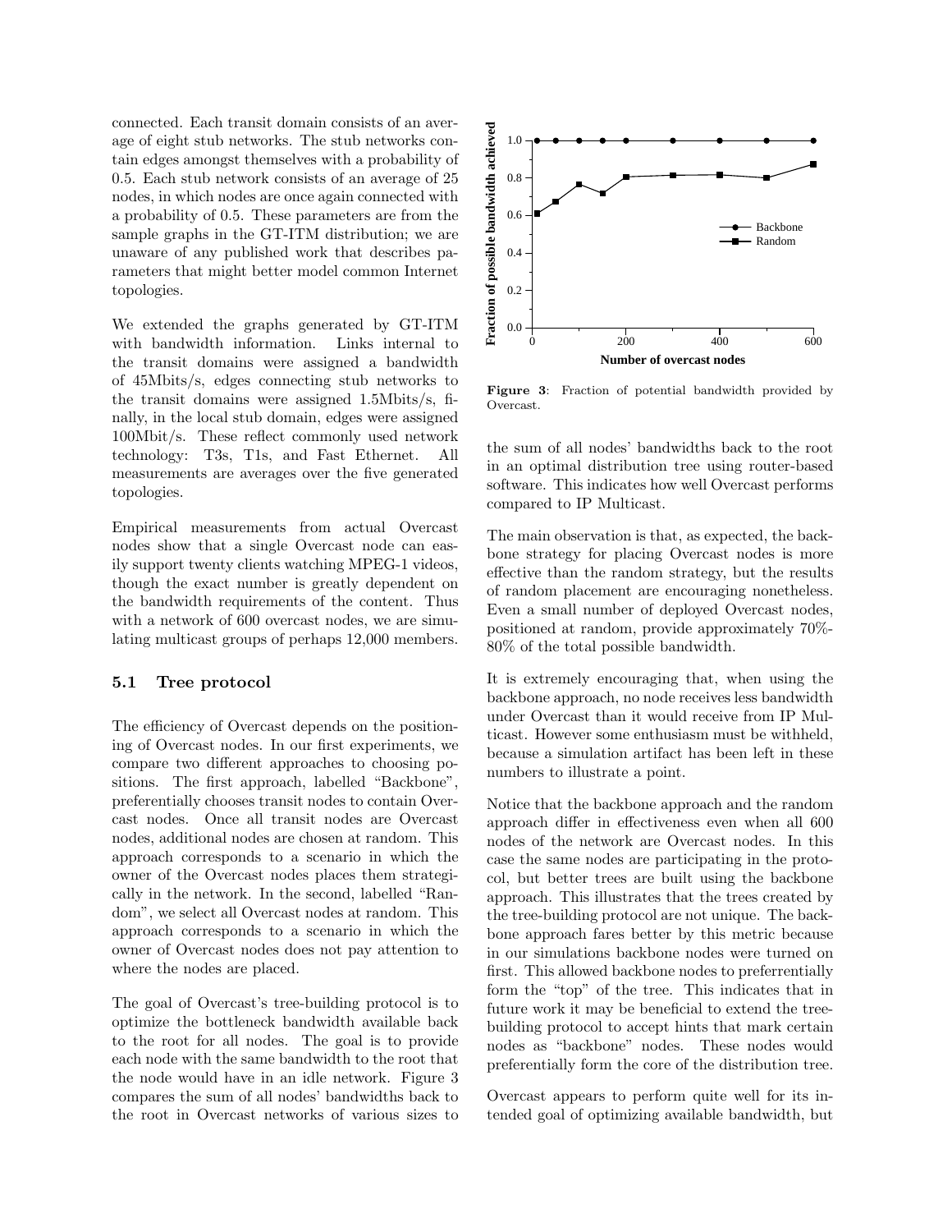connected. Each transit domain consists of an average of eight stub networks. The stub networks contain edges amongst themselves with a probability of 0.5. Each stub network consists of an average of 25 nodes, in which nodes are once again connected with a probability of 0.5. These parameters are from the sample graphs in the GT-ITM distribution; we are unaware of any published work that describes parameters that might better model common Internet topologies.

We extended the graphs generated by GT-ITM with bandwidth information. Links internal to the transit domains were assigned a bandwidth of 45Mbits/s, edges connecting stub networks to the transit domains were assigned 1.5Mbits/s, finally, in the local stub domain, edges were assigned 100Mbit/s. These reflect commonly used network technology: T3s, T1s, and Fast Ethernet. All measurements are averages over the five generated topologies.

Empirical measurements from actual Overcast nodes show that a single Overcast node can easily support twenty clients watching MPEG-1 videos, though the exact number is greatly dependent on the bandwidth requirements of the content. Thus with a network of 600 overcast nodes, we are simulating multicast groups of perhaps 12,000 members.

### 5.1 Tree protocol

The efficiency of Overcast depends on the positioning of Overcast nodes. In our first experiments, we compare two different approaches to choosing positions. The first approach, labelled "Backbone", preferentially chooses transit nodes to contain Overcast nodes. Once all transit nodes are Overcast nodes, additional nodes are chosen at random. This approach corresponds to a scenario in which the owner of the Overcast nodes places them strategically in the network. In the second, labelled "Random", we select all Overcast nodes at random. This approach corresponds to a scenario in which the owner of Overcast nodes does not pay attention to where the nodes are placed.

The goal of Overcast's tree-building protocol is to optimize the bottleneck bandwidth available back to the root for all nodes. The goal is to provide each node with the same bandwidth to the root that the node would have in an idle network. Figure 3 compares the sum of all nodes' bandwidths back to the root in Overcast networks of various sizes to the sum of all nodes' bandwidths back to the root in an optimal distribution tree using router-based software. This indicates how well Overcast performs compared to IP Multicast.

**Figure 3**: Fraction of potential bandwidth provided by Overcast.

The main observation is that, as expected, the backbone strategy for placing Overcast nodes is more effective than the random strategy, but the results of random placement are encouraging nonetheless. Even a small number of deployed Overcast nodes, positioned at random, provide approximately 70%-80% of the total possible bandwidth.

It is extremely encouraging that, when using the backbone approach, no node receives less bandwidth under Overcast than it would receive from IP Multicast. However some enthusiasm must be withheld, because a simulation artifact has been left in these numbers to illustrate a point.

Notice that the backbone approach and the random approach differ in effectiveness even when all 600 nodes of the network are Overcast nodes. In this case the same nodes are participating in the protocol, but better trees are built using the backbone approach. This illustrates that the trees created by the tree-building protocol are not unique. The backbone approach fares better by this metric because in our simulations backbone nodes were turned on first. This allowed backbone nodes to preferrentially form the "top" of the tree. This indicates that in future work it may be beneficial to extend the tree-building protocol to accept hints that mark certain nodes as "backbone" nodes. These nodes would preferentially form the core of the distribution tree.

Overcast appears to perform quite well for its intended goal of optimizing available bandwidth, but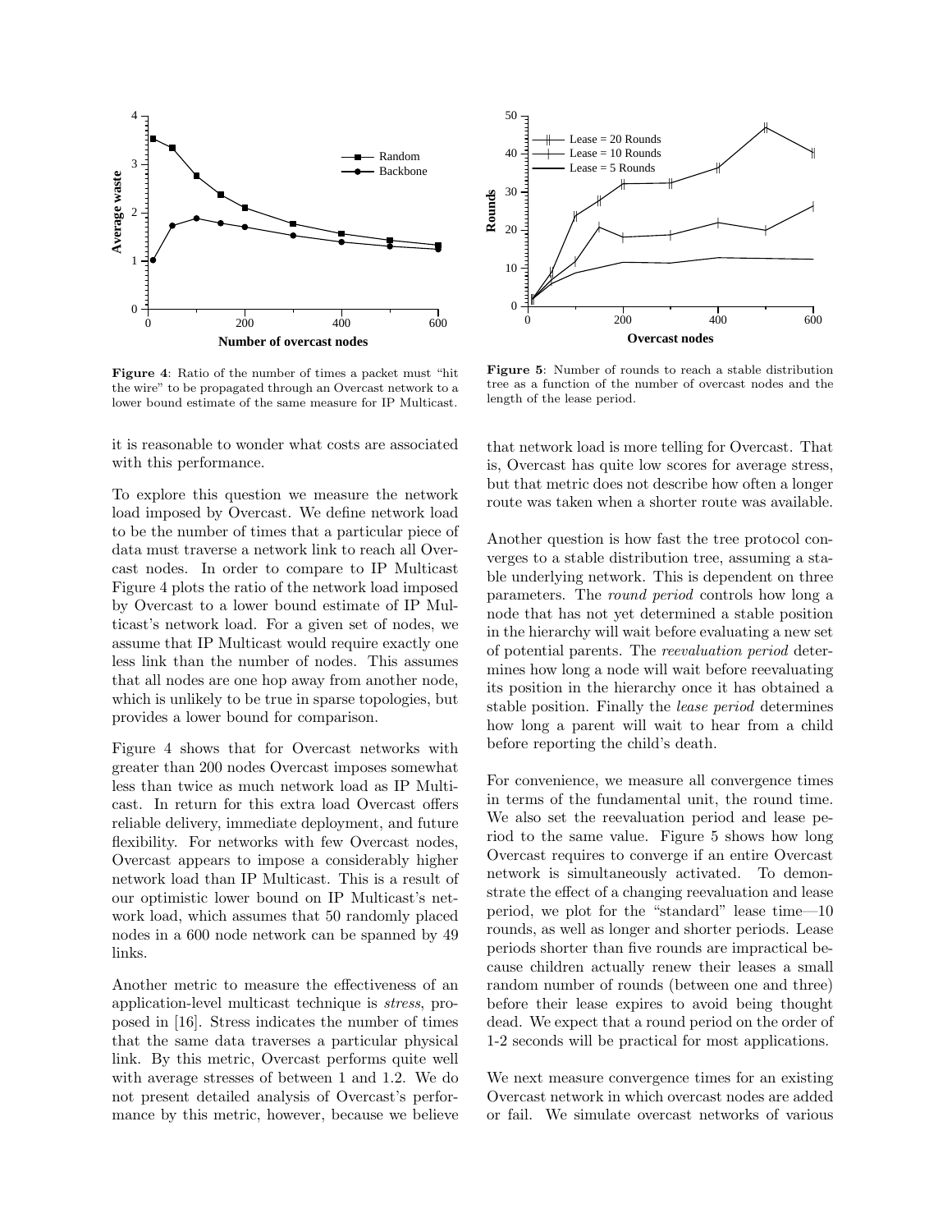**Figure 4**: Ratio of the number of times a packet must "hit the wire" to be propagated through an Overcast network to a lower bound estimate of the same measure for IP Multicast.

**Figure 5**: Number of rounds to reach a stable distribution tree as a function of the number of overcast nodes and the length of the lease period.

it is reasonable to wonder what costs are associated with this performance.

To explore this question we measure the network load imposed by Overcast. We define network load to be the number of times that a particular piece of data must traverse a network link to reach all Overcast nodes. In order to compare to IP Multicast Figure 4 plots the ratio of the network load imposed by Overcast to a lower bound estimate of IP Multicast's network load. For a given set of nodes, we assume that IP Multicast would require exactly one less link than the number of nodes. This assumes that all nodes are one hop away from another node, which is unlikely to be true in sparse topologies, but provides a lower bound for comparison.

Figure 4 shows that for Overcast networks with greater than 200 nodes Overcast imposes somewhat less than twice as much network load as IP Multicast. In return for this extra load Overcast offers reliable delivery, immediate deployment, and future flexibility. For networks with few Overcast nodes, Overcast appears to impose a considerably higher network load than IP Multicast. This is a result of our optimistic lower bound on IP Multicast's network load, which assumes that 50 randomly placed nodes in a 600 node network can be spanned by 49 links.

Another metric to measure the effectiveness of an application-level multicast technique is *stress*, proposed in [16]. Stress indicates the number of times that the same data traverses a particular physical link. By this metric, Overcast performs quite well with average stresses of between 1 and 1.2. We do not present detailed analysis of Overcast's performance by this metric, however, because we believe that network load is more telling for Overcast. That is, Overcast has quite low scores for average stress, but that metric does not describe how often a longer route was taken when a shorter route was available.

Another question is how fast the tree protocol converges to a stable distribution tree, assuming a stable underlying network. This is dependent on three parameters. The *round period* controls how long a node that has not yet determined a stable position in the hierarchy will wait before evaluating a new set of potential parents. The *reevaluation period* determines how long a node will wait before reevaluating its position in the hierarchy once it has obtained a stable position. Finally the *lease period* determines how long a parent will wait to hear from a child before reporting the child's death.

For convenience, we measure all convergence times in terms of the fundamental unit, the round time. We also set the reevaluation period and lease period to the same value. Figure 5 shows how long Overcast requires to converge if an entire Overcast network is simultaneously activated. To demonstrate the effect of a changing reevaluation and lease period, we plot for the "standard" lease time—10 rounds, as well as longer and shorter periods. Lease periods shorter than five rounds are impractical because children actually renew their leases a small random number of rounds (between one and three) before their lease expires to avoid being thought dead. We expect that a round period on the order of 1-2 seconds will be practical for most applications.

We next measure convergence times for an existing Overcast network in which overcast nodes are added or fail. We simulate overcast networks of various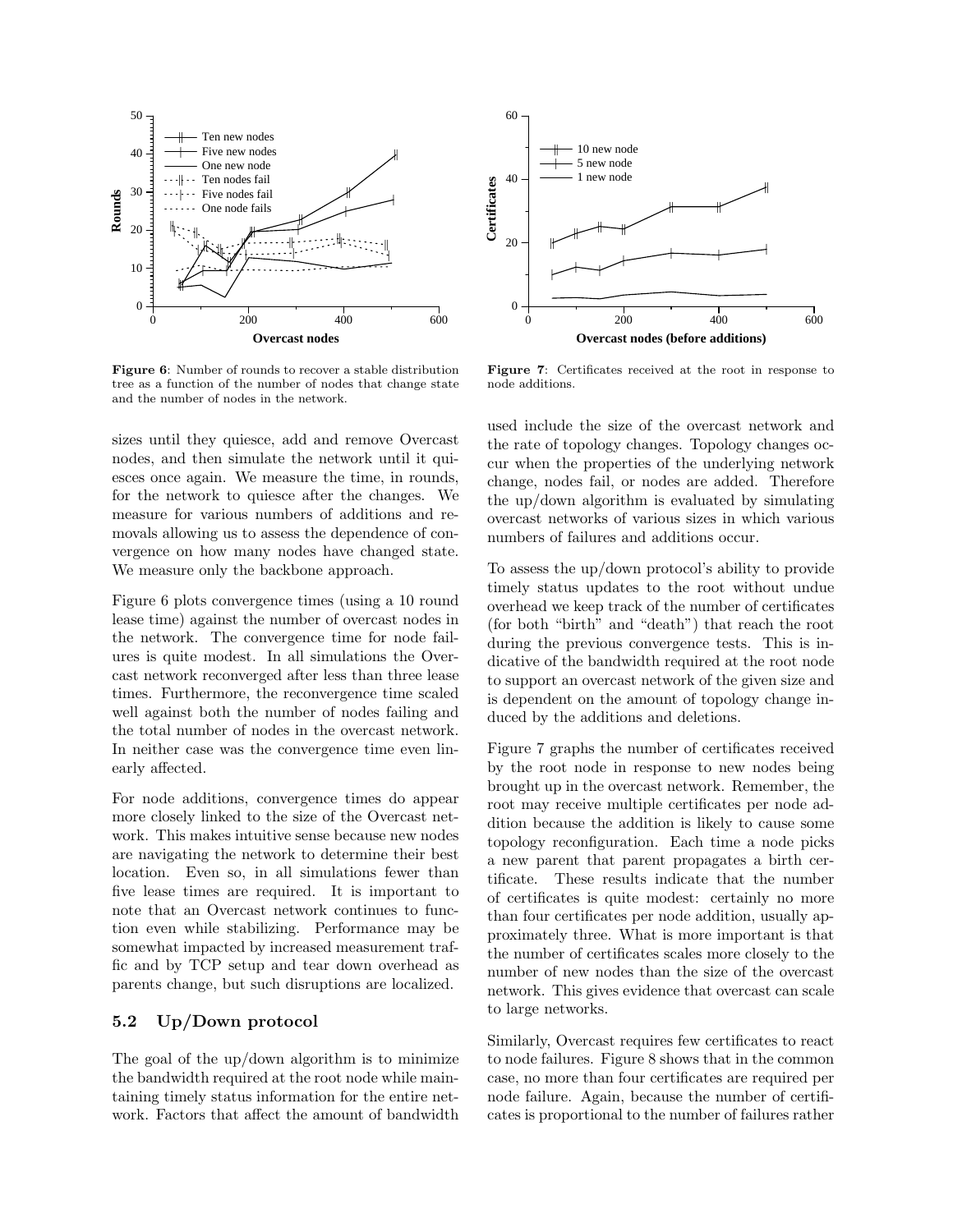Figure 6: Number of rounds to recover a stable distribution tree as a function of the number of nodes that change state and the number of nodes in the network.

Figure 7: Certificates received at the root in response to node additions.

sizes until they quiesce, add and remove Overcast nodes, and then simulate the network until it quiesces once again. We measure the time, in rounds, for the network to quiesce after the changes. We measure for various numbers of additions and removals allowing us to assess the dependence of convergence on how many nodes have changed state. We measure only the backbone approach.

Figure 6 plots convergence times (using a 10 round lease time) against the number of overcast nodes in the network. The convergence time for node failures is quite modest. In all simulations the Overcast network reconverged after less than three lease times. Furthermore, the reconvergence time scaled well against both the number of nodes failing and the total number of nodes in the overcast network. In neither case was the convergence time even linearly affected.

For node additions, convergence times do appear more closely linked to the size of the Overcast network. This makes intuitive sense because new nodes are navigating the network to determine their best location. Even so, in all simulations fewer than five lease times are required. It is important to note that an Overcast network continues to function even while stabilizing. Performance may be somewhat impacted by increased measurement traffic and by TCP setup and tear down overhead as parents change, but such disruptions are localized.

## 5.2 Up/Down protocol

The goal of the up/down algorithm is to minimize the bandwidth required at the root node while maintaining timely status information for the entire network. Factors that affect the amount of bandwidth used include the size of the overcast network and the rate of topology changes. Topology changes occur when the properties of the underlying network change, nodes fail, or nodes are added. Therefore the up/down algorithm is evaluated by simulating overcast networks of various sizes in which various numbers of failures and additions occur.

To assess the up/down protocol's ability to provide timely status updates to the root without undue overhead we keep track of the number of certificates (for both "birth" and "death") that reach the root during the previous convergence tests. This is indicative of the bandwidth required at the root node to support an overcast network of the given size and is dependent on the amount of topology change induced by the additions and deletions.

Figure 7 graphs the number of certificates received by the root node in response to new nodes being brought up in the overcast network. Remember, the root may receive multiple certificates per node addition because the addition is likely to cause some topology reconfiguration. Each time a node picks a new parent that parent propagates a birth certificate. These results indicate that the number of certificates is quite modest: certainly no more than four certificates per node addition, usually approximately three. What is more important is that the number of certificates scales more closely to the number of new nodes than the size of the overcast network. This gives evidence that overcast can scale to large networks.

Similarly, Overcast requires few certificates to react to node failures. Figure 8 shows that in the common case, no more than four certificates are required per node failure. Again, because the number of certificates is proportional to the number of failures rather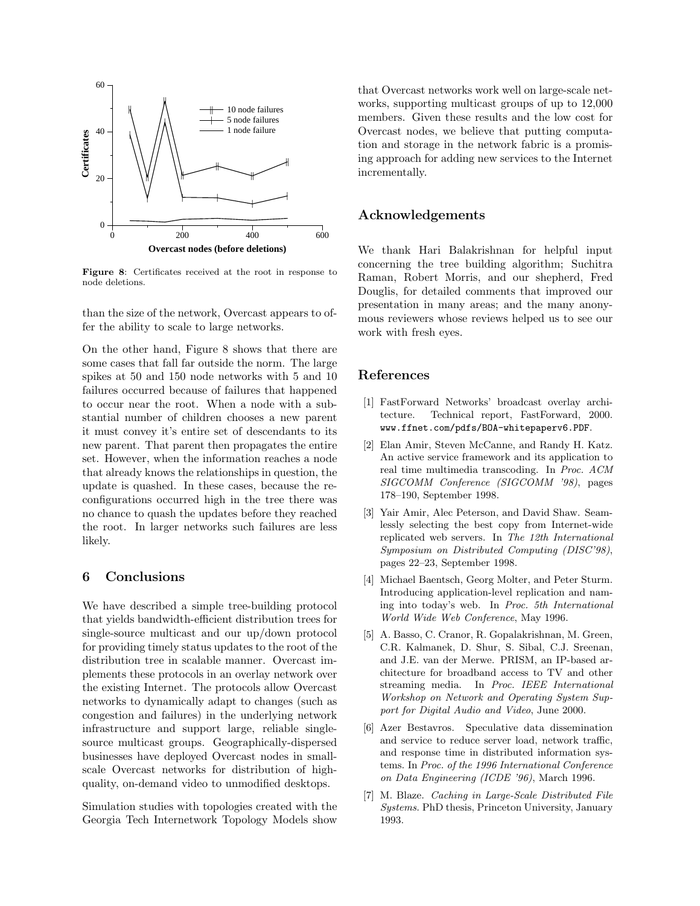**Figure 8**: Certificates received at the root in response to node deletions.

than the size of the network, Overcast appears to offer the ability to scale to large networks.

On the other hand, Figure 8 shows that there are some cases that fall far outside the norm. The large spikes at 50 and 150 node networks with 5 and 10 failures occurred because of failures that happened to occur near the root. When a node with a substantial number of children chooses a new parent it must convey it's entire set of descendants to its new parent. That parent then propagates the entire set. However, when the information reaches a node that already knows the relationships in question, the update is quashed. In these cases, because the reconfigurations occurred high in the tree there was no chance to quash the updates before they reached the root. In larger networks such failures are less likely.

## 6 Conclusions

We have described a simple tree-building protocol that yields bandwidth-efficient distribution trees for single-source multicast and our up/down protocol for providing timely status updates to the root of the distribution tree in scalable manner. Overcast implements these protocols in an overlay network over the existing Internet. The protocols allow Overcast networks to dynamically adapt to changes (such as congestion and failures) in the underlying network infrastructure and support large, reliable single-source multicast groups. Geographically-dispersed businesses have deployed Overcast nodes in small-scale Overcast networks for distribution of high-quality, on-demand video to unmodified desktops.

Simulation studies with topologies created with the Georgia Tech Internetwork Topology Models show that Overcast networks work well on large-scale networks, supporting multicast groups of up to 12,000 members. Given these results and the low cost for Overcast nodes, we believe that putting computation and storage in the network fabric is a promising approach for adding new services to the Internet incrementally.

## Acknowledgements

We thank Hari Balakrishnan for helpful input concerning the tree building algorithm; Suchitra Raman, Robert Morris, and our shepherd, Fred Douglis, for detailed comments that improved our presentation in many areas; and the many anonymous reviewers whose reviews helped us to see our work with fresh eyes.

## References

[1] FastForward Networks' broadcast overlay architecture. Technical report, FastForward, 2000. `www.ffnet.com/pdfs/BOA-whitepaperv6.PDF`.

[2] Elan Amir, Steven McCanne, and Randy H. Katz. An active service framework and its application to real time multimedia transcoding. In *Proc. ACM SIGCOMM Conference (SIGCOMM '98)*, pages 178–190, September 1998.

[3] Yair Amir, Alec Peterson, and David Shaw. Seamlessly selecting the best copy from Internet-wide replicated web servers. In *The 12th International Symposium on Distributed Computing (DISC'98)*, pages 22–23, September 1998.

[4] Michael Baentsch, Georg Molter, and Peter Sturm. Introducing application-level replication and naming into today's web. In *Proc. 5th International World Wide Web Conference*, May 1996.

[5] A. Basso, C. Cranor, R. Gopalakrishnan, M. Green, C.R. Kalmanek, D. Shur, S. Sibal, C.J. Sreenan, and J.E. van der Merwe. PRISM, an IP-based architecture for broadband access to TV and other streaming media. In *Proc. IEEE International Workshop on Network and Operating System Support for Digital Audio and Video*, June 2000.

[6] Azer Bestavros. Speculative data dissemination and service to reduce server load, network traffic, and response time in distributed information systems. In *Proc. of the 1996 International Conference on Data Engineering (ICDE '96)*, March 1996.

[7] M. Blaze. *Caching in Large-Scale Distributed File Systems*. PhD thesis, Princeton University, January 1993.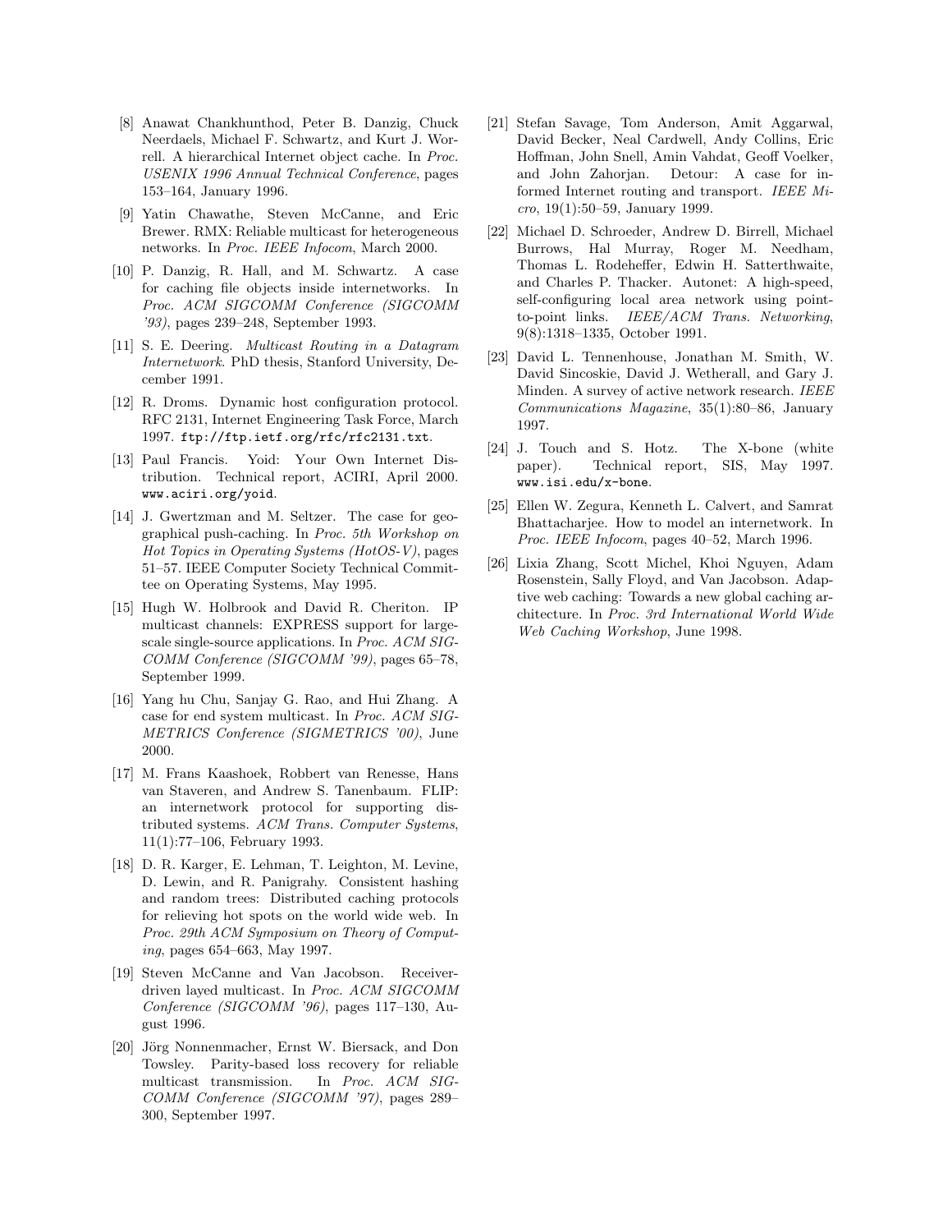[8] Anawat Chankhunthod, Peter B. Danzig, Chuck Neerdaels, Michael F. Schwartz, and Kurt J. Worrell. A hierarchical Internet object cache. In *Proc. USENIX 1996 Annual Technical Conference*, pages 153–164, January 1996.

[9] Yatin Chawathe, Steven McCanne, and Eric Brewer. RMX: Reliable multicast for heterogeneous networks. In *Proc. IEEE Infocom*, March 2000.

[10] P. Danzig, R. Hall, and M. Schwartz. A case for caching file objects inside internetworks. In *Proc. ACM SIGCOMM Conference (SIGCOMM '93)*, pages 239–248, September 1993.

[11] S. E. Deering. *Multicast Routing in a Datagram Internetwork*. PhD thesis, Stanford University, December 1991.

[12] R. Droms. Dynamic host configuration protocol. RFC 2131, Internet Engineering Task Force, March 1997. `ftp://ftp.ietf.org/rfc/rfc2131.txt`.

[13] Paul Francis. Yoid: Your Own Internet Distribution. Technical report, ACIRI, April 2000. `www.aciri.org/yoid`.

[14] J. Gwertzman and M. Seltzer. The case for geographical push-caching. In *Proc. 5th Workshop on Hot Topics in Operating Systems (HotOS-V)*, pages 51–57. IEEE Computer Society Technical Committee on Operating Systems, May 1995.

[15] Hugh W. Holbrook and David R. Cheriton. IP multicast channels: EXPRESS support for large-scale single-source applications. In *Proc. ACM SIGCOMM Conference (SIGCOMM '99)*, pages 65–78, September 1999.

[16] Yang hu Chu, Sanjay G. Rao, and Hui Zhang. A case for end system multicast. In *Proc. ACM SIGMETRICS Conference (SIGMETRICS '00)*, June 2000.

[17] M. Frans Kaashoek, Robbert van Renesse, Hans van Staveren, and Andrew S. Tanenbaum. FLIP: an internetwork protocol for supporting distributed systems. *ACM Trans. Computer Systems*, 11(1):77–106, February 1993.

[18] D. R. Karger, E. Lehman, T. Leighton, M. Levine, D. Lewin, and R. Panigrahy. Consistent hashing and random trees: Distributed caching protocols for relieving hot spots on the world wide web. In *Proc. 29th ACM Symposium on Theory of Computing*, pages 654–663, May 1997.

[19] Steven McCanne and Van Jacobson. Receiver-driven layed multicast. In *Proc. ACM SIGCOMM Conference (SIGCOMM '96)*, pages 117–130, August 1996.

[20] Jörg Nonnenmacher, Ernst W. Biersack, and Don Towsley. Parity-based loss recovery for reliable multicast transmission. In *Proc. ACM SIGCOMM Conference (SIGCOMM '97)*, pages 289–300, September 1997.

[21] Stefan Savage, Tom Anderson, Amit Aggarwal, David Becker, Neal Cardwell, Andy Collins, Eric Hoffman, John Snell, Amin Vahdat, Geoff Voelker, and John Zahorjan. Detour: A case for informed Internet routing and transport. *IEEE Micro*, 19(1):50–59, January 1999.

[22] Michael D. Schroeder, Andrew D. Birrell, Michael Burrows, Hal Murray, Roger M. Needham, Thomas L. Rodeheffer, Edwin H. Satterthwaite, and Charles P. Thacker. Autonet: A high-speed, self-configuring local area network using point-to-point links. *IEEE/ACM Trans. Networking*, 9(8):1318–1335, October 1991.

[23] David L. Tennenhouse, Jonathan M. Smith, W. David Sincoskie, David J. Wetherall, and Gary J. Minden. A survey of active network research. *IEEE Communications Magazine*, 35(1):80–86, January 1997.

[24] J. Touch and S. Hotz. The X-bone (white paper). Technical report, SIS, May 1997. `www.isi.edu/x-bone`.

[25] Ellen W. Zegura, Kenneth L. Calvert, and Samrat Bhattacharjee. How to model an internetwork. In *Proc. IEEE Infocom*, pages 40–52, March 1996.

[26] Lixia Zhang, Scott Michel, Khoi Nguyen, Adam Rosenstein, Sally Floyd, and Van Jacobson. Adaptive web caching: Towards a new global caching architecture. In *Proc. 3rd International World Wide Web Caching Workshop*, June 1998.